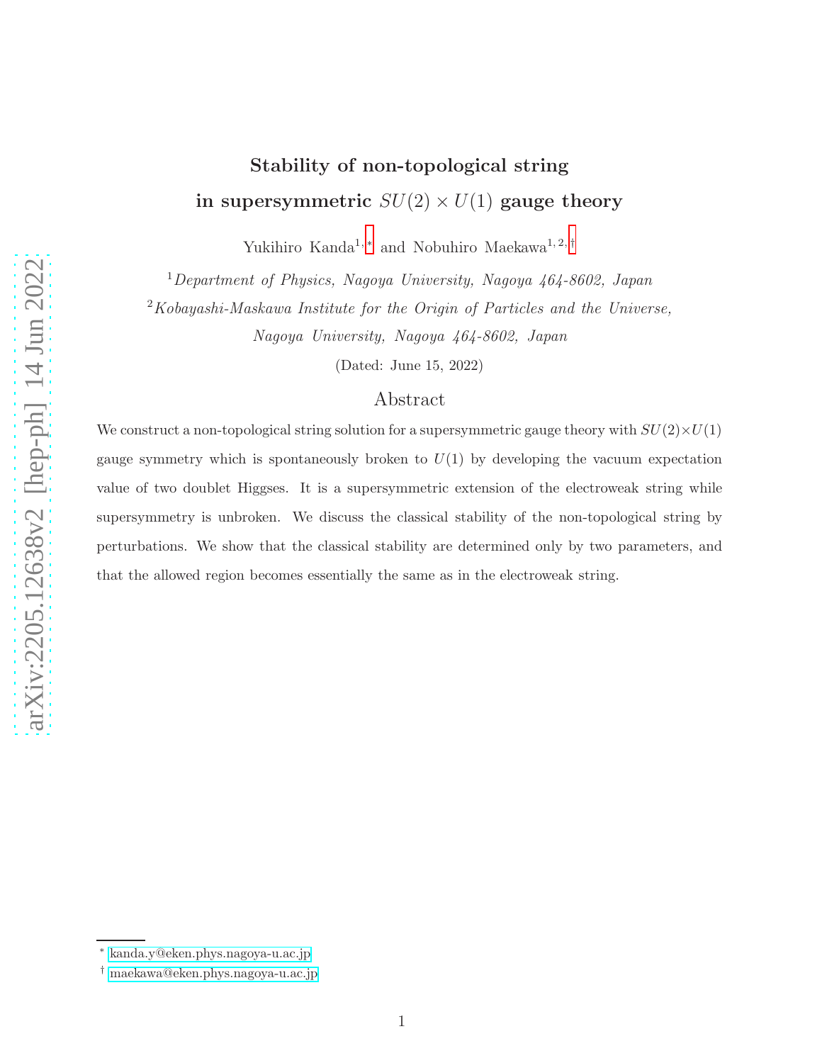# Stability of non-topological string in supersymmetric $SU(2) \times U(1)$ gauge theory

Yukihiro Kanda[1,*] and Nobuhiro Maekawa[1,2,†]

[1] *Department of Physics, Nagoya University, Nagoya 464-8602, Japan*

[2] *Kobayashi-Maskawa Institute for the Origin of Particles and the Universe, Nagoya University, Nagoya 464-8602, Japan*

(Dated: June 15, 2022)

## Abstract

We construct a non-topological string solution for a supersymmetric gauge theory with $SU(2)\times U(1)$ gauge symmetry which is spontaneously broken to $U(1)$ by developing the vacuum expectation value of two doublet Higgses. It is a supersymmetric extension of the electroweak string while supersymmetry is unbroken. We discuss the classical stability of the non-topological string by perturbations. We show that the classical stability are determined only by two parameters, and that the allowed region becomes essentially the same as in the electroweak string.

---

* kanda.y@eken.phys.nagoya-u.ac.jp

† maekawa@eken.phys.nagoya-u.ac.jp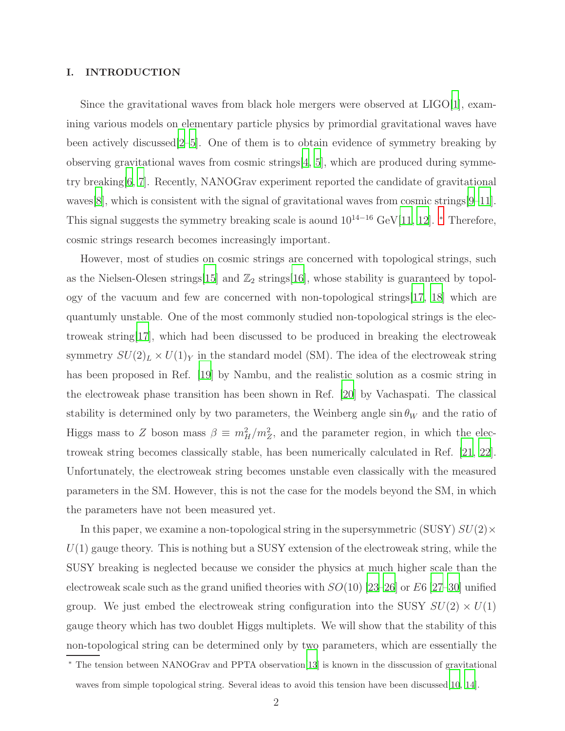## I. INTRODUCTION

Since the gravitational waves from black hole mergers were observed at LIGO[1], examining various models on elementary particle physics by primordial gravitational waves have been actively discussed[2–5]. One of them is to obtain evidence of symmetry breaking by observing gravitational waves from cosmic strings[4, 5], which are produced during symmetry breaking[6, 7]. Recently, NANOGrav experiment reported the candidate of gravitational waves[8], which is consistent with the signal of gravitational waves from cosmic strings[9–11]. This signal suggests the symmetry breaking scale is aound $10^{14-16}$ GeV[11, 12]. * Therefore, cosmic strings research becomes increasingly important.

However, most of studies on cosmic strings are concerned with topological strings, such as the Nielsen-Olesen strings[15] and $\mathbb{Z}_2$ strings[16], whose stability is guaranteed by topology of the vacuum and few are concerned with non-topological strings[17, 18] which are quantumly unstable. One of the most commonly studied non-topological strings is the electroweak string[17], which had been discussed to be produced in breaking the electroweak symmetry $SU(2)_L \times U(1)_Y$ in the standard model (SM). The idea of the electroweak string has been proposed in Ref. [19] by Nambu, and the realistic solution as a cosmic string in the electroweak phase transition has been shown in Ref. [20] by Vachaspati. The classical stability is determined only by two parameters, the Weinberg angle $\sin\theta_W$ and the ratio of Higgs mass to $Z$ boson mass $\beta \equiv m_H^2/m_Z^2$, and the parameter region, in which the electroweak string becomes classically stable, has been numerically calculated in Ref. [21, 22]. Unfortunately, the electroweak string becomes unstable even classically with the measured parameters in the SM. However, this is not the case for the models beyond the SM, in which the parameters have not been measured yet.

In this paper, we examine a non-topological string in the supersymmetric (SUSY) $SU(2) \times U(1)$ gauge theory. This is nothing but a SUSY extension of the electroweak string, while the SUSY breaking is neglected because we consider the physics at much higher scale than the electroweak scale such as the grand unified theories with $SO(10)$ [23–26] or $E6$ [27–30] unified group. We just embed the electroweak string configuration into the SUSY $SU(2) \times U(1)$ gauge theory which has two doublet Higgs multiplets. We will show that the stability of this non-topological string can be determined only by two parameters, which are essentially the

* The tension between NANOGrav and PPTA observation[13] is known in the disscussion of gravitational waves from simple topological string. Several ideas to avoid this tension have been discussed[10, 14].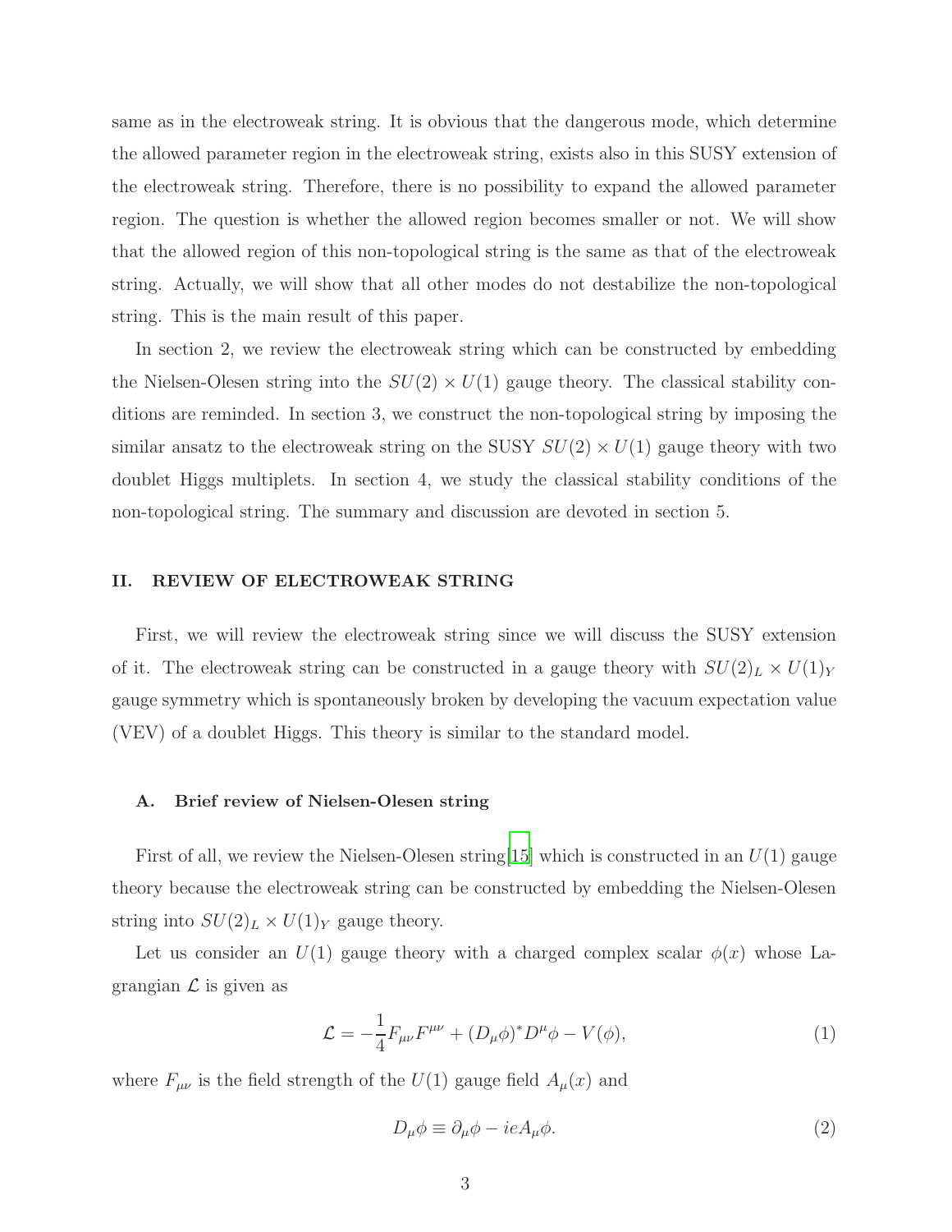same as in the electroweak string. It is obvious that the dangerous mode, which determine the allowed parameter region in the electroweak string, exists also in this SUSY extension of the electroweak string. Therefore, there is no possibility to expand the allowed parameter region. The question is whether the allowed region becomes smaller or not. We will show that the allowed region of this non-topological string is the same as that of the electroweak string. Actually, we will show that all other modes do not destabilize the non-topological string. This is the main result of this paper.

In section 2, we review the electroweak string which can be constructed by embedding the Nielsen-Olesen string into the $SU(2) \times U(1)$ gauge theory. The classical stability conditions are reminded. In section 3, we construct the non-topological string by imposing the similar ansatz to the electroweak string on the SUSY $SU(2) \times U(1)$ gauge theory with two doublet Higgs multiplets. In section 4, we study the classical stability conditions of the non-topological string. The summary and discussion are devoted in section 5.

## II. REVIEW OF ELECTROWEAK STRING

First, we will review the electroweak string since we will discuss the SUSY extension of it. The electroweak string can be constructed in a gauge theory with $SU(2)_L \times U(1)_Y$ gauge symmetry which is spontaneously broken by developing the vacuum expectation value (VEV) of a doublet Higgs. This theory is similar to the standard model.

### A. Brief review of Nielsen-Olesen string

First of all, we review the Nielsen-Olesen string[15] which is constructed in an $U(1)$ gauge theory because the electroweak string can be constructed by embedding the Nielsen-Olesen string into $SU(2)_L \times U(1)_Y$ gauge theory.

Let us consider an $U(1)$ gauge theory with a charged complex scalar $\phi(x)$ whose Lagrangian $\mathcal{L}$ is given as

$$\mathcal{L} = -\frac{1}{4}F_{\mu\nu}F^{\mu\nu} + (D_\mu\phi)^* D^\mu\phi - V(\phi), \tag{1}$$

where $F_{\mu\nu}$ is the field strength of the $U(1)$ gauge field $A_\mu(x)$ and

$$D_\mu\phi \equiv \partial_\mu\phi - ieA_\mu\phi. \tag{2}$$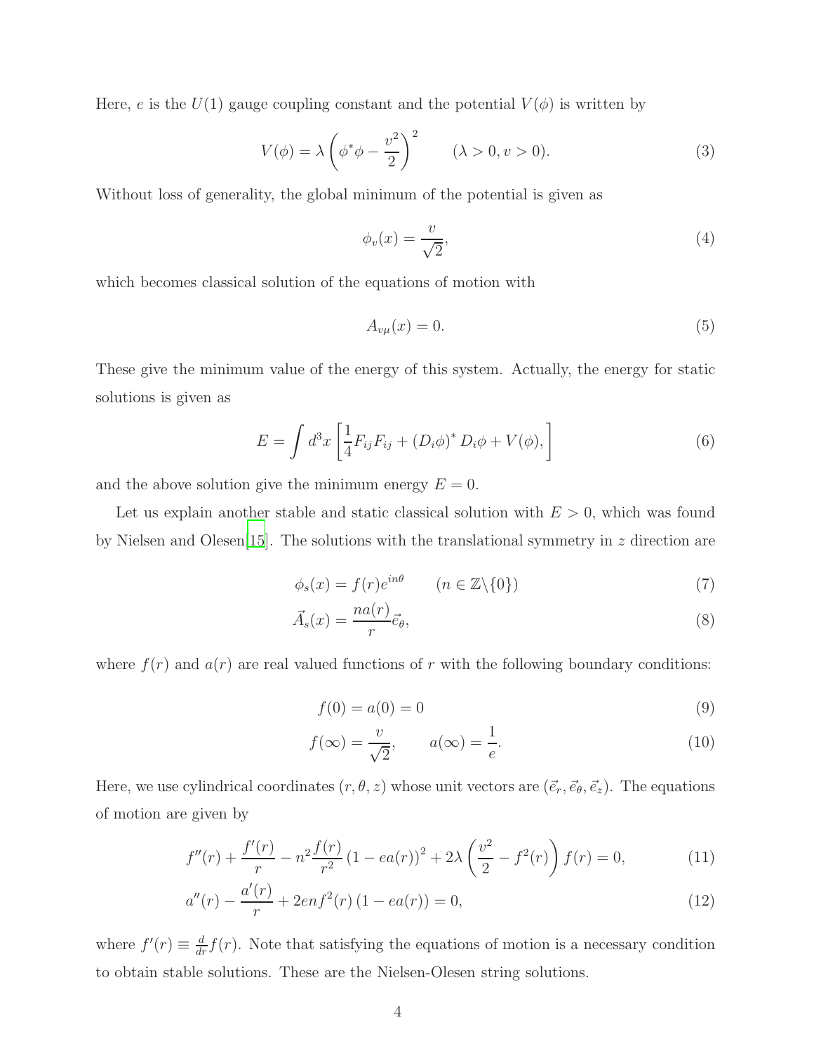Here, $e$ is the $U(1)$ gauge coupling constant and the potential $V(\phi)$ is written by

$$V(\phi) = \lambda\left(\phi^*\phi - \frac{v^2}{2}\right)^2 \qquad (\lambda > 0, v > 0). \tag{3}$$

Without loss of generality, the global minimum of the potential is given as

$$\phi_v(x) = \frac{v}{\sqrt{2}}, \tag{4}$$

which becomes classical solution of the equations of motion with

$$A_{v\mu}(x) = 0. \tag{5}$$

These give the minimum value of the energy of this system. Actually, the energy for static solutions is given as

$$E = \int d^3x \left[\frac{1}{4}F_{ij}F_{ij} + (D_i\phi)^* D_i\phi + V(\phi), \right] \tag{6}$$

and the above solution give the minimum energy $E = 0$.

Let us explain another stable and static classical solution with $E > 0$, which was found by Nielsen and Olesen[15]. The solutions with the translational symmetry in $z$ direction are

$$\phi_s(x) = f(r)e^{in\theta} \qquad (n \in \mathbb{Z}\backslash\{0\}) \tag{7}$$

$$\vec{A}_s(x) = \frac{na(r)}{r}\vec{e}_\theta, \tag{8}$$

where $f(r)$ and $a(r)$ are real valued functions of $r$ with the following boundary conditions:

$$f(0) = a(0) = 0 \tag{9}$$

$$f(\infty) = \frac{v}{\sqrt{2}}, \qquad a(\infty) = \frac{1}{e}. \tag{10}$$

Here, we use cylindrical coordinates $(r, \theta, z)$ whose unit vectors are $(\vec{e}_r, \vec{e}_\theta, \vec{e}_z)$. The equations of motion are given by

$$f''(r) + \frac{f'(r)}{r} - n^2\frac{f(r)}{r^2}\left(1 - ea(r)\right)^2 + 2\lambda\left(\frac{v^2}{2} - f^2(r)\right)f(r) = 0, \tag{11}$$

$$a''(r) - \frac{a'(r)}{r} + 2enf^2(r)\left(1 - ea(r)\right) = 0, \tag{12}$$

where $f'(r) \equiv \frac{d}{dr}f(r)$. Note that satisfying the equations of motion is a necessary condition to obtain stable solutions. These are the Nielsen-Olesen string solutions.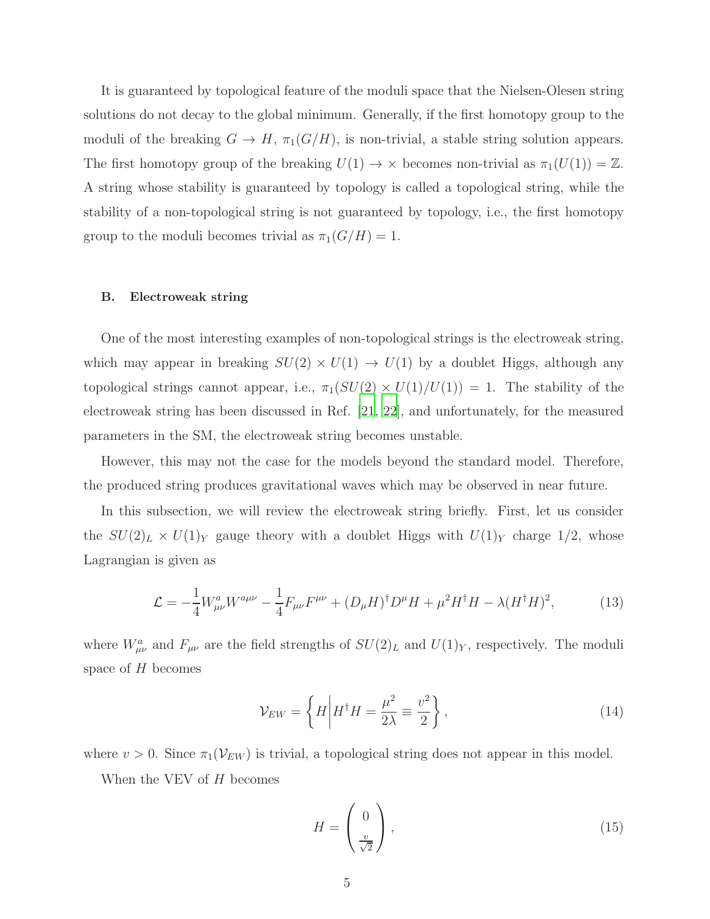It is guaranteed by topological feature of the moduli space that the Nielsen-Olesen string solutions do not decay to the global minimum. Generally, if the first homotopy group to the moduli of the breaking $G \to H$, $\pi_1(G/H)$, is non-trivial, a stable string solution appears. The first homotopy group of the breaking $U(1) \to \times$ becomes non-trivial as $\pi_1(U(1)) = \mathbb{Z}$. A string whose stability is guaranteed by topology is called a topological string, while the stability of a non-topological string is not guaranteed by topology, i.e., the first homotopy group to the moduli becomes trivial as $\pi_1(G/H) = 1$.

### B. Electroweak string

One of the most interesting examples of non-topological strings is the electroweak string, which may appear in breaking $SU(2) \times U(1) \to U(1)$ by a doublet Higgs, although any topological strings cannot appear, i.e., $\pi_1(SU(2) \times U(1)/U(1)) = 1$. The stability of the electroweak string has been discussed in Ref. [21, 22], and unfortunately, for the measured parameters in the SM, the electroweak string becomes unstable.

However, this may not the case for the models beyond the standard model. Therefore, the produced string produces gravitational waves which may be observed in near future.

In this subsection, we will review the electroweak string briefly. First, let us consider the $SU(2)_L \times U(1)_Y$ gauge theory with a doublet Higgs with $U(1)_Y$ charge 1/2, whose Lagrangian is given as

$$\mathcal{L} = -\frac{1}{4}W^a_{\mu\nu}W^{a\mu\nu} - \frac{1}{4}F_{\mu\nu}F^{\mu\nu} + (D_\mu H)^\dagger D^\mu H + \mu^2 H^\dagger H - \lambda(H^\dagger H)^2, \tag{13}$$

where $W^a_{\mu\nu}$ and $F_{\mu\nu}$ are the field strengths of $SU(2)_L$ and $U(1)_Y$, respectively. The moduli space of $H$ becomes

$$\mathcal{V}_{EW} = \left\{ H \middle| H^\dagger H = \frac{\mu^2}{2\lambda} \equiv \frac{v^2}{2} \right\}, \tag{14}$$

where $v > 0$. Since $\pi_1(\mathcal{V}_{EW})$ is trivial, a topological string does not appear in this model.

When the VEV of $H$ becomes

$$H = \begin{pmatrix} 0 \\ \frac{v}{\sqrt{2}} \end{pmatrix}, \tag{15}$$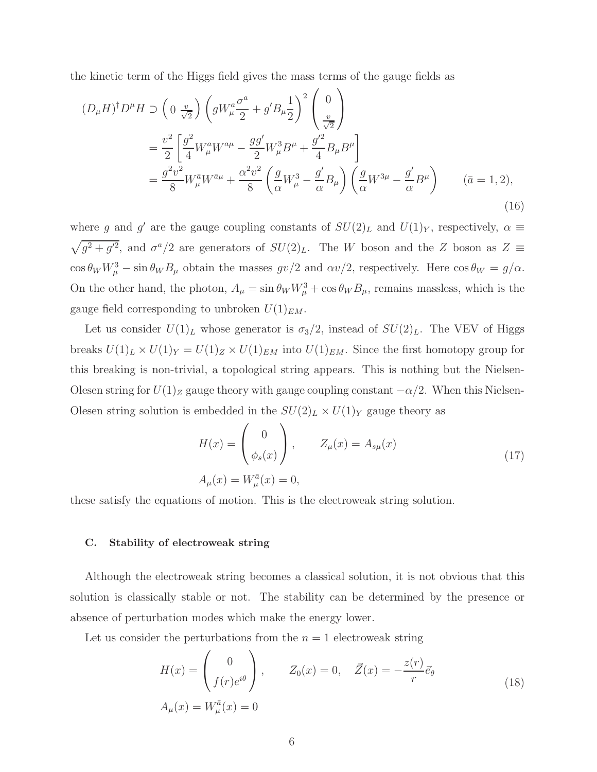the kinetic term of the Higgs field gives the mass terms of the gauge fields as

$$
\begin{aligned}
(D_\mu H)^\dagger D^\mu H &\supset \begin{pmatrix} 0 & \frac{v}{\sqrt{2}} \end{pmatrix} \left( g W^a_\mu \frac{\sigma^a}{2} + g' B_\mu \frac{1}{2} \right)^2 \begin{pmatrix} 0 \\ \frac{v}{\sqrt{2}} \end{pmatrix} \\
&= \frac{v^2}{2} \left[ \frac{g^2}{4} W^a_\mu W^{a\mu} - \frac{g g'}{2} W^3_\mu B^\mu + \frac{g'^2}{4} B_\mu B^\mu \right] \\
&= \frac{g^2 v^2}{8} W^{\bar{a}}_\mu W^{\bar{a}\mu} + \frac{\alpha^2 v^2}{8} \left( \frac{g}{\alpha} W^3_\mu - \frac{g'}{\alpha} B_\mu \right) \left( \frac{g}{\alpha} W^{3\mu} - \frac{g'}{\alpha} B^\mu \right) \qquad (\bar{a} = 1, 2),
\end{aligned}
\tag{16}
$$

where $g$ and $g'$ are the gauge coupling constants of $SU(2)_L$ and $U(1)_Y$, respectively, $\alpha \equiv \sqrt{g^2 + g'^2}$, and $\sigma^a/2$ are generators of $SU(2)_L$. The $W$ boson and the $Z$ boson as $Z \equiv \cos\theta_W W^3_\mu - \sin\theta_W B_\mu$ obtain the masses $gv/2$ and $\alpha v/2$, respectively. Here $\cos\theta_W = g/\alpha$. On the other hand, the photon, $A_\mu = \sin\theta_W W^3_\mu + \cos\theta_W B_\mu$, remains massless, which is the gauge field corresponding to unbroken $U(1)_{EM}$.

Let us consider $U(1)_L$ whose generator is $\sigma_3/2$, instead of $SU(2)_L$. The VEV of Higgs breaks $U(1)_L \times U(1)_Y = U(1)_Z \times U(1)_{EM}$ into $U(1)_{EM}$. Since the first homotopy group for this breaking is non-trivial, a topological string appears. This is nothing but the Nielsen-Olesen string for $U(1)_Z$ gauge theory with gauge coupling constant $-\alpha/2$. When this Nielsen-Olesen string solution is embedded in the $SU(2)_L \times U(1)_Y$ gauge theory as

$$
\begin{aligned}
&H(x) = \begin{pmatrix} 0 \\ \phi_s(x) \end{pmatrix}, \qquad Z_\mu(x) = A_{s\mu}(x) \\
&A_\mu(x) = W^{\bar{a}}_\mu(x) = 0,
\end{aligned}
\tag{17}
$$

these satisfy the equations of motion. This is the electroweak string solution.

### C. Stability of electroweak string

Although the electroweak string becomes a classical solution, it is not obvious that this solution is classically stable or not. The stability can be determined by the presence or absence of perturbation modes which make the energy lower.

Let us consider the perturbations from the $n = 1$ electroweak string

$$
\begin{aligned}
&H(x) = \begin{pmatrix} 0 \\ f(r) e^{i\theta} \end{pmatrix}, \qquad Z_0(x) = 0, \quad \vec{Z}(x) = -\frac{z(r)}{r} \vec{e}_\theta \\
&A_\mu(x) = W^{\bar{a}}_\mu(x) = 0
\end{aligned}
\tag{18}
$$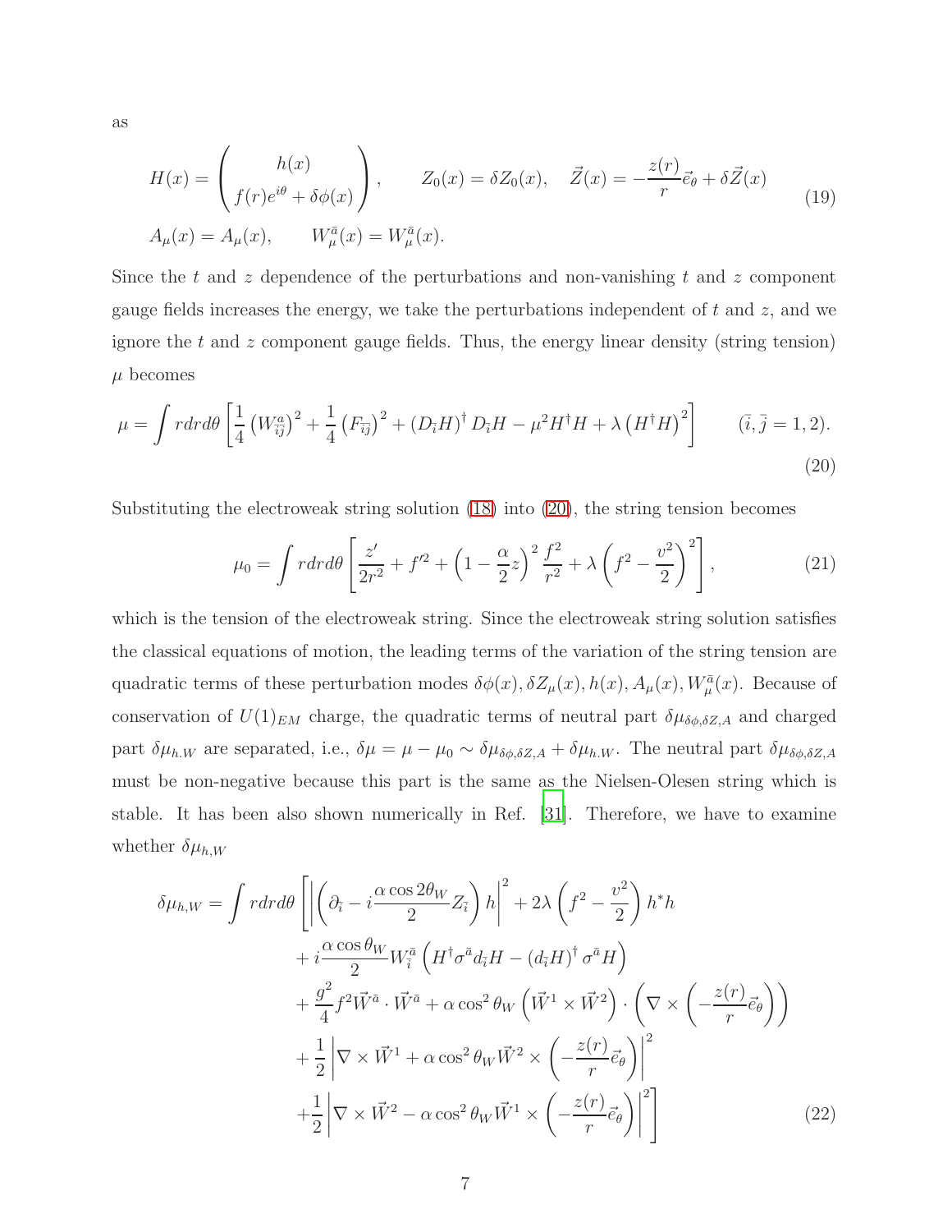as

$$
\begin{aligned}
&H(x) = \begin{pmatrix} h(x) \\ f(r)e^{i\theta} + \delta\phi(x) \end{pmatrix}, \qquad Z_0(x) = \delta Z_0(x), \quad \vec{Z}(x) = -\frac{z(r)}{r}\vec{e}_\theta + \delta\vec{Z}(x) \\
&A_\mu(x) = A_\mu(x), \qquad W_\mu^{\bar{a}}(x) = W_\mu^{\bar{a}}(x).
\end{aligned} \tag{19}
$$

Since the $t$ and $z$ dependence of the perturbations and non-vanishing $t$ and $z$ component gauge fields increases the energy, we take the perturbations independent of $t$ and $z$, and we ignore the $t$ and $z$ component gauge fields. Thus, the energy linear density (string tension) $\mu$ becomes

$$
\mu = \int r dr d\theta \left[ \frac{1}{4}\left(W_{\bar{i}\bar{j}}^a\right)^2 + \frac{1}{4}\left(F_{\bar{i}\bar{j}}\right)^2 + \left(D_{\bar{i}}H\right)^\dagger D_{\bar{i}}H - \mu^2 H^\dagger H + \lambda\left(H^\dagger H\right)^2 \right] \qquad (\bar{i}, \bar{j} = 1, 2). \tag{20}
$$

Substituting the electroweak string solution (18) into (20), the string tension becomes

$$
\mu_0 = \int r dr d\theta \left[ \frac{z'}{2r^2} + f'^2 + \left(1 - \frac{\alpha}{2}z\right)^2 \frac{f^2}{r^2} + \lambda\left(f^2 - \frac{v^2}{2}\right)^2 \right], \tag{21}
$$

which is the tension of the electroweak string. Since the electroweak string solution satisfies the classical equations of motion, the leading terms of the variation of the string tension are quadratic terms of these perturbation modes $\delta\phi(x), \delta Z_\mu(x), h(x), A_\mu(x), W_\mu^{\bar{a}}(x)$. Because of conservation of $U(1)_{EM}$ charge, the quadratic terms of neutral part $\delta\mu_{\delta\phi,\delta Z,A}$ and charged part $\delta\mu_{h,W}$ are separated, i.e., $\delta\mu = \mu - \mu_0 \sim \delta\mu_{\delta\phi,\delta Z,A} + \delta\mu_{h,W}$. The neutral part $\delta\mu_{\delta\phi,\delta Z,A}$ must be non-negative because this part is the same as the Nielsen-Olesen string which is stable. It has been also shown numerically in Ref. [31]. Therefore, we have to examine whether $\delta\mu_{h,W}$

$$
\begin{aligned}
\delta\mu_{h,W} = \int r dr d\theta \Bigg[ &\left| \left( \partial_{\bar{i}} - i\frac{\alpha\cos 2\theta_W}{2} Z_{\bar{i}} \right) h \right|^2 + 2\lambda\left(f^2 - \frac{v^2}{2}\right) h^* h \\
&+ i\frac{\alpha\cos\theta_W}{2} W_{\bar{i}}^{\bar{a}} \left( H^\dagger \sigma^{\bar{a}} d_{\bar{i}} H - \left(d_{\bar{i}}H\right)^\dagger \sigma^{\bar{a}} H \right) \\
&+ \frac{g^2}{4} f^2 \vec{W}^{\bar{a}} \cdot \vec{W}^{\bar{a}} + \alpha\cos^2\theta_W \left( \vec{W}^1 \times \vec{W}^2 \right) \cdot \left( \nabla \times \left( -\frac{z(r)}{r}\vec{e}_\theta \right) \right) \\
&+ \frac{1}{2} \left| \nabla \times \vec{W}^1 + \alpha\cos^2\theta_W \vec{W}^2 \times \left( -\frac{z(r)}{r}\vec{e}_\theta \right) \right|^2 \\
&+ \frac{1}{2} \left| \nabla \times \vec{W}^2 - \alpha\cos^2\theta_W \vec{W}^1 \times \left( -\frac{z(r)}{r}\vec{e}_\theta \right) \right|^2 \Bigg]
\end{aligned} \tag{22}
$$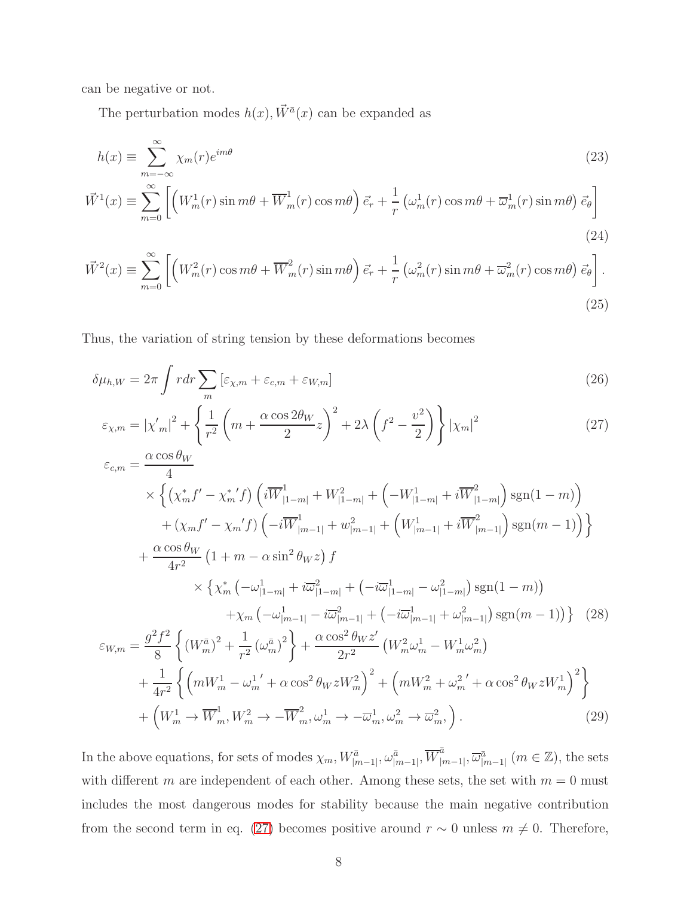can be negative or not.

The perturbation modes $h(x), \vec{W}^{\bar{a}}(x)$ can be expanded as

$$h(x) \equiv \sum_{m=-\infty}^{\infty} \chi_m(r) e^{im\theta} \tag{23}$$

$$\vec{W}^1(x) \equiv \sum_{m=0}^{\infty} \left[ \left( W_m^1(r) \sin m\theta + \overline{W}_m^1(r) \cos m\theta \right) \vec{e}_r + \frac{1}{r} \left( \omega_m^1(r) \cos m\theta + \overline{\omega}_m^1(r) \sin m\theta \right) \vec{e}_\theta \right] \tag{24}$$

$$\vec{W}^2(x) \equiv \sum_{m=0}^{\infty} \left[ \left( W_m^2(r) \cos m\theta + \overline{W}_m^2(r) \sin m\theta \right) \vec{e}_r + \frac{1}{r} \left( \omega_m^2(r) \sin m\theta + \overline{\omega}_m^2(r) \cos m\theta \right) \vec{e}_\theta \right]. \tag{25}$$

Thus, the variation of string tension by these deformations becomes

$$\delta\mu_{h,W} = 2\pi \int r dr \sum_m \left[ \varepsilon_{\chi,m} + \varepsilon_{c,m} + \varepsilon_{W,m} \right] \tag{26}$$

$$\varepsilon_{\chi,m} = |\chi'_m|^2 + \left\{ \frac{1}{r^2} \left( m + \frac{\alpha \cos 2\theta_W}{2} z \right)^2 + 2\lambda \left( f^2 - \frac{v^2}{2} \right) \right\} |\chi_m|^2 \tag{27}$$

$$\begin{aligned}
\varepsilon_{c,m} = & \frac{\alpha \cos\theta_W}{4} \\
& \times \Big\{ \left( \chi_m^* f' - \chi_m^{*\prime} f \right) \left( i\overline{W}^1_{|1-m|} + W^2_{|1-m|} + \left( -W^1_{|1-m|} + i\overline{W}^2_{|1-m|} \right) \mathrm{sgn}(1-m) \right) \\
& \quad + \left( \chi_m f' - \chi_m{}' f \right) \left( -i\overline{W}^1_{|m-1|} + w^2_{|m-1|} + \left( W^1_{|m-1|} + i\overline{W}^2_{|m-1|} \right) \mathrm{sgn}(m-1) \right) \Big\} \\
& + \frac{\alpha \cos\theta_W}{4r^2} \left( 1 + m - \alpha \sin^2\theta_W z \right) f \\
& \quad \times \left\{ \chi_m^* \left( -\omega^1_{|1-m|} + i\overline{\omega}^2_{|1-m|} + \left( -i\overline{\omega}^1_{|1-m|} - \omega^2_{|1-m|} \right) \mathrm{sgn}(1-m) \right) \right. \\
& \quad \quad \left. + \chi_m \left( -\omega^1_{|m-1|} - i\overline{\omega}^2_{|m-1|} + \left( -i\overline{\omega}^1_{|m-1|} + \omega^2_{|m-1|} \right) \mathrm{sgn}(m-1) \right) \right\}
\end{aligned} \tag{28}$$

$$\begin{aligned}
\varepsilon_{W,m} = & \frac{g^2 f^2}{8} \left\{ (W_m^{\bar{a}})^2 + \frac{1}{r^2} (\omega_m^{\bar{a}})^2 \right\} + \frac{\alpha \cos^2\theta_W z'}{2r^2} \left( W_m^2 \omega_m^1 - W_m^1 \omega_m^2 \right) \\
& + \frac{1}{4r^2} \left\{ \left( m W_m^1 - \omega_m^1{}' + \alpha \cos^2\theta_W z W_m^2 \right)^2 + \left( m W_m^2 + \omega_m^2{}' + \alpha \cos^2\theta_W z W_m^1 \right)^2 \right\} \\
& + \left( W_m^1 \to \overline{W}_m^1, W_m^2 \to -\overline{W}_m^2, \omega_m^1 \to -\overline{\omega}_m^1, \omega_m^2 \to \overline{\omega}_m^2, \right).
\end{aligned} \tag{29}$$

In the above equations, for sets of modes $\chi_m, W^{\bar{a}}_{|m-1|}, \omega^{\bar{a}}_{|m-1|}, \overline{W}^{\bar{a}}_{|m-1|}, \overline{\omega}^{\bar{a}}_{|m-1|}$ $(m \in \mathbb{Z})$, the sets with different $m$ are independent of each other. Among these sets, the set with $m = 0$ must includes the most dangerous modes for stability because the main negative contribution from the second term in eq. (27) becomes positive around $r \sim 0$ unless $m \neq 0$. Therefore,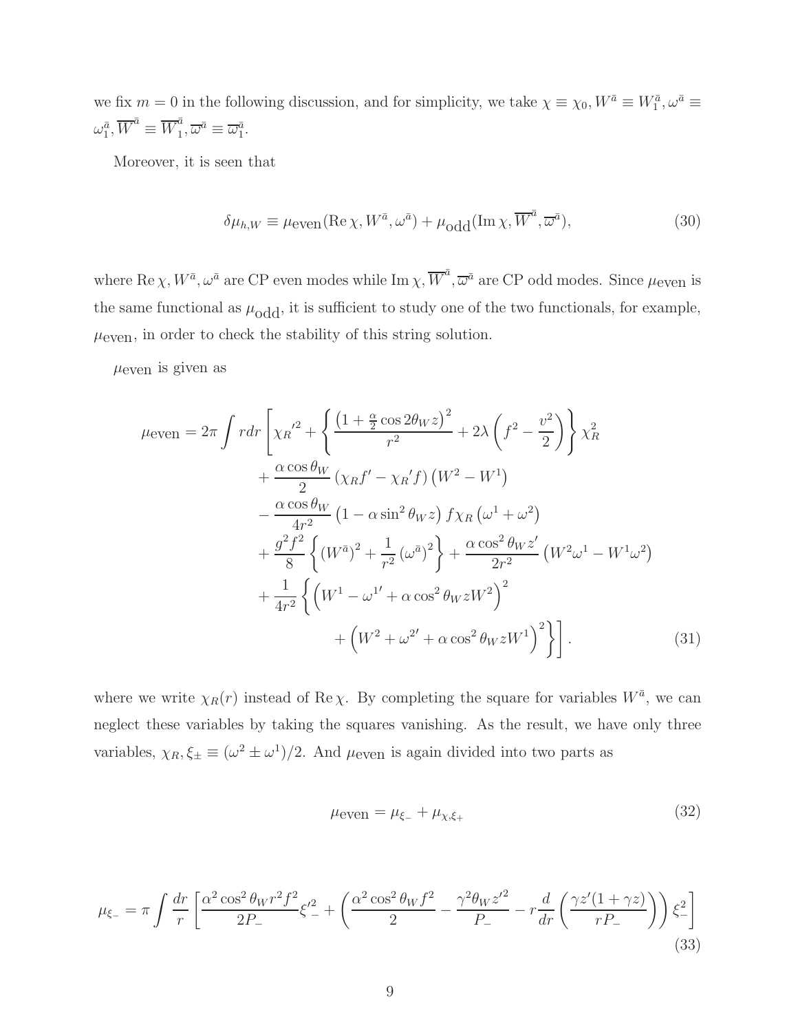we fix $m = 0$ in the following discussion, and for simplicity, we take $\chi \equiv \chi_0, W^{\bar{a}} \equiv W_1^{\bar{a}}, \omega^{\bar{a}} \equiv \omega_1^{\bar{a}}, \overline{W}^{\bar{a}} \equiv \overline{W}_1^{\bar{a}}, \overline{\varpi}^{\bar{a}} \equiv \overline{\varpi}_1^{\bar{a}}$.

Moreover, it is seen that

$$\delta\mu_{h,W} \equiv \mu_{\text{even}}(\text{Re}\,\chi, W^{\bar{a}}, \omega^{\bar{a}}) + \mu_{\text{odd}}(\text{Im}\,\chi, \overline{W}^{\bar{a}}, \overline{\varpi}^{\bar{a}}), \tag{30}$$

where $\text{Re}\,\chi, W^{\bar{a}}, \omega^{\bar{a}}$ are CP even modes while $\text{Im}\,\chi, \overline{W}^{\bar{a}}, \overline{\varpi}^{\bar{a}}$ are CP odd modes. Since $\mu_{\text{even}}$ is the same functional as $\mu_{\text{odd}}$, it is sufficient to study one of the two functionals, for example, $\mu_{\text{even}}$, in order to check the stability of this string solution.

$\mu_{\text{even}}$ is given as

$$\begin{aligned}
\mu_{\text{even}} = 2\pi \int r dr \Bigg[ & {\chi_R'}^2 + \left\{ \frac{\left(1 + \frac{\alpha}{2}\cos 2\theta_W z\right)^2}{r^2} + 2\lambda\left(f^2 - \frac{v^2}{2}\right) \right\} \chi_R^2 \\
& + \frac{\alpha\cos\theta_W}{2}\left(\chi_R f' - \chi_R' f\right)\left(W^2 - W^1\right) \\
& - \frac{\alpha\cos\theta_W}{4r^2}\left(1 - \alpha\sin^2\theta_W z\right) f \chi_R \left(\omega^1 + \omega^2\right) \\
& + \frac{g^2 f^2}{8}\left\{ \left(W^{\bar{a}}\right)^2 + \frac{1}{r^2}\left(\omega^{\bar{a}}\right)^2 \right\} + \frac{\alpha\cos^2\theta_W z'}{2r^2}\left(W^2\omega^1 - W^1\omega^2\right) \\
& + \frac{1}{4r^2}\Bigg\{ \left(W^1 - {\omega^1}' + \alpha\cos^2\theta_W z W^2\right)^2 \\
& \qquad + \left(W^2 + {\omega^2}' + \alpha\cos^2\theta_W z W^1\right)^2 \Bigg\} \Bigg].
\end{aligned} \tag{31}$$

where we write $\chi_R(r)$ instead of $\text{Re}\,\chi$. By completing the square for variables $W^{\bar{a}}$, we can neglect these variables by taking the squares vanishing. As the result, we have only three variables, $\chi_R, \xi_\pm \equiv (\omega^2 \pm \omega^1)/2$. And $\mu_{\text{even}}$ is again divided into two parts as

$$\mu_{\text{even}} = \mu_{\xi_-} + \mu_{\chi,\xi_+} \tag{32}$$

$$\mu_{\xi_-} = \pi \int \frac{dr}{r}\left[ \frac{\alpha^2\cos^2\theta_W r^2 f^2}{2P_-}{\xi'}_-^2 + \left( \frac{\alpha^2\cos^2\theta_W f^2}{2} - \frac{\gamma^2\theta_W {z'}^2}{P_-} - r\frac{d}{dr}\left(\frac{\gamma z'(1+\gamma z)}{rP_-}\right) \right)\xi_-^2 \right] \tag{33}$$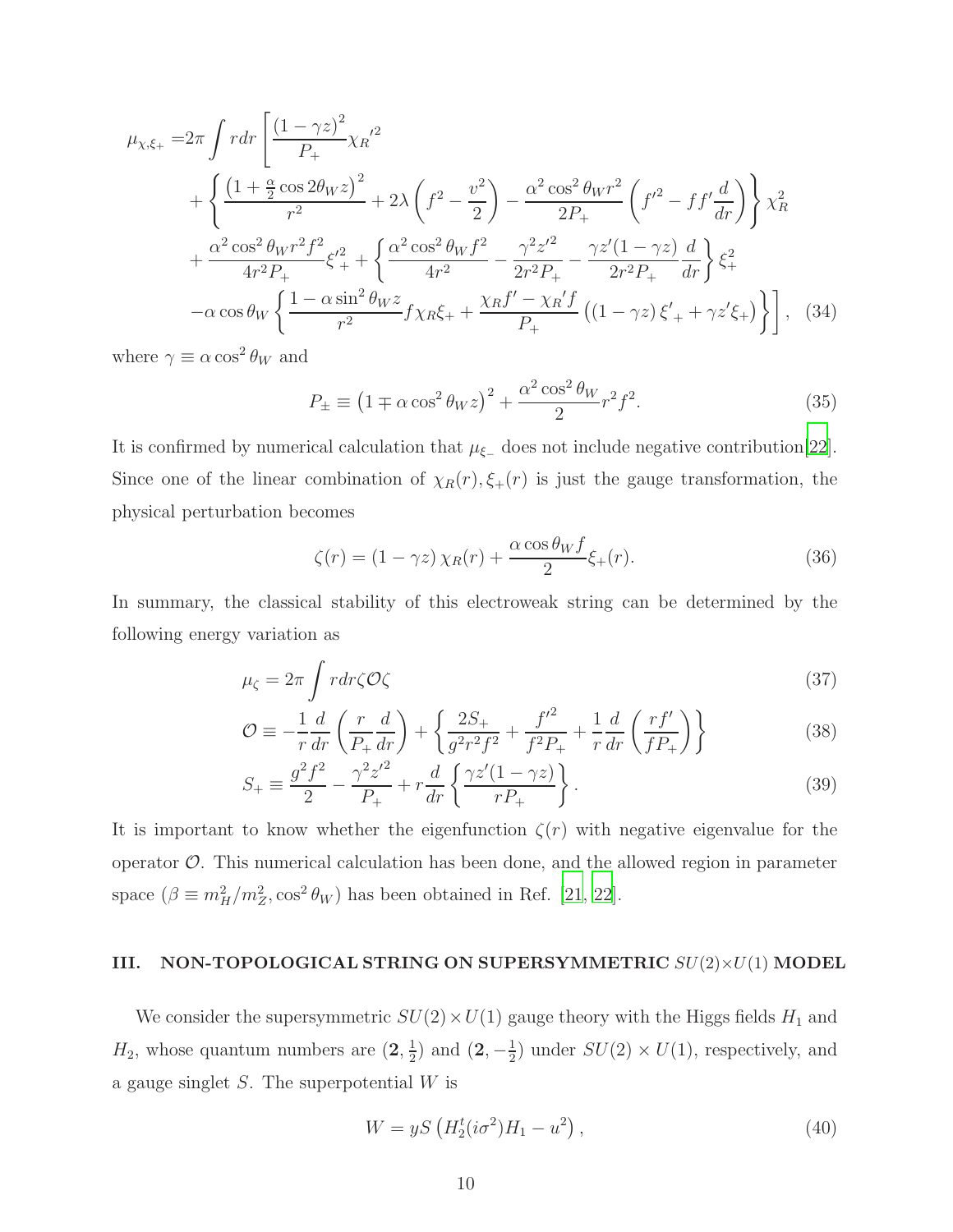$$
\begin{aligned}
\mu_{\chi,\xi_+} =& 2\pi \int r dr \left[ \frac{(1-\gamma z)^2}{P_+} {\chi_R'}^2 \right. \\
&+ \left\{ \frac{\left(1+\frac{\alpha}{2}\cos 2\theta_W z\right)^2}{r^2} + 2\lambda\left(f^2 - \frac{v^2}{2}\right) - \frac{\alpha^2 \cos^2\theta_W r^2}{2P_+}\left({f'}^2 - f f' \frac{d}{dr}\right) \right\} \chi_R^2 \\
&+ \frac{\alpha^2\cos^2\theta_W r^2 f^2}{4r^2 P_+} {\xi'}_+^2 + \left\{ \frac{\alpha^2\cos^2\theta_W f^2}{4r^2} - \frac{\gamma^2 {z'}^2}{2r^2 P_+} - \frac{\gamma z'(1-\gamma z)}{2r^2 P_+}\frac{d}{dr} \right\} \xi_+^2 \\
&\left. - \alpha\cos\theta_W \left\{ \frac{1-\alpha\sin^2\theta_W z}{r^2} f \chi_R \xi_+ + \frac{\chi_R f' - {\chi_R}' f}{P_+}\left((1-\gamma z)\,{\xi'}_+ + \gamma z' \xi_+\right) \right\} \right], \quad (34)
\end{aligned}
$$

where $\gamma \equiv \alpha\cos^2\theta_W$ and

$$
P_\pm \equiv \left(1 \mp \alpha\cos^2\theta_W z\right)^2 + \frac{\alpha^2\cos^2\theta_W}{2} r^2 f^2. \tag{35}
$$

It is confirmed by numerical calculation that $\mu_{\xi_-}$ does not include negative contribution[22]. Since one of the linear combination of $\chi_R(r), \xi_+(r)$ is just the gauge transformation, the physical perturbation becomes

$$
\zeta(r) = (1-\gamma z)\,\chi_R(r) + \frac{\alpha\cos\theta_W f}{2}\xi_+(r). \tag{36}
$$

In summary, the classical stability of this electroweak string can be determined by the following energy variation as

$$
\mu_\zeta = 2\pi \int r dr \zeta \mathcal{O} \zeta \tag{37}
$$

$$
\mathcal{O} \equiv -\frac{1}{r}\frac{d}{dr}\left(\frac{r}{P_+}\frac{d}{dr}\right) + \left\{ \frac{2S_+}{g^2 r^2 f^2} + \frac{{f'}^2}{f^2 P_+} + \frac{1}{r}\frac{d}{dr}\left(\frac{r f'}{f P_+}\right) \right\} \tag{38}
$$

$$
S_+ \equiv \frac{g^2 f^2}{2} - \frac{\gamma^2 {z'}^2}{P_+} + r\frac{d}{dr}\left\{ \frac{\gamma z'(1-\gamma z)}{r P_+} \right\}. \tag{39}
$$

It is important to know whether the eigenfunction $\zeta(r)$ with negative eigenvalue for the operator $\mathcal{O}$. This numerical calculation has been done, and the allowed region in parameter space ($\beta \equiv m_H^2/m_Z^2, \cos^2\theta_W$) has been obtained in Ref. [21, 22].

## III. NON-TOPOLOGICAL STRING ON SUPERSYMMETRIC $SU(2)\times U(1)$ MODEL

We consider the supersymmetric $SU(2)\times U(1)$ gauge theory with the Higgs fields $H_1$ and $H_2$, whose quantum numbers are $(\mathbf{2}, \frac{1}{2})$ and $(\mathbf{2}, -\frac{1}{2})$ under $SU(2)\times U(1)$, respectively, and a gauge singlet $S$. The superpotential $W$ is

$$
W = yS\left(H_2^t (i\sigma^2) H_1 - u^2\right), \tag{40}
$$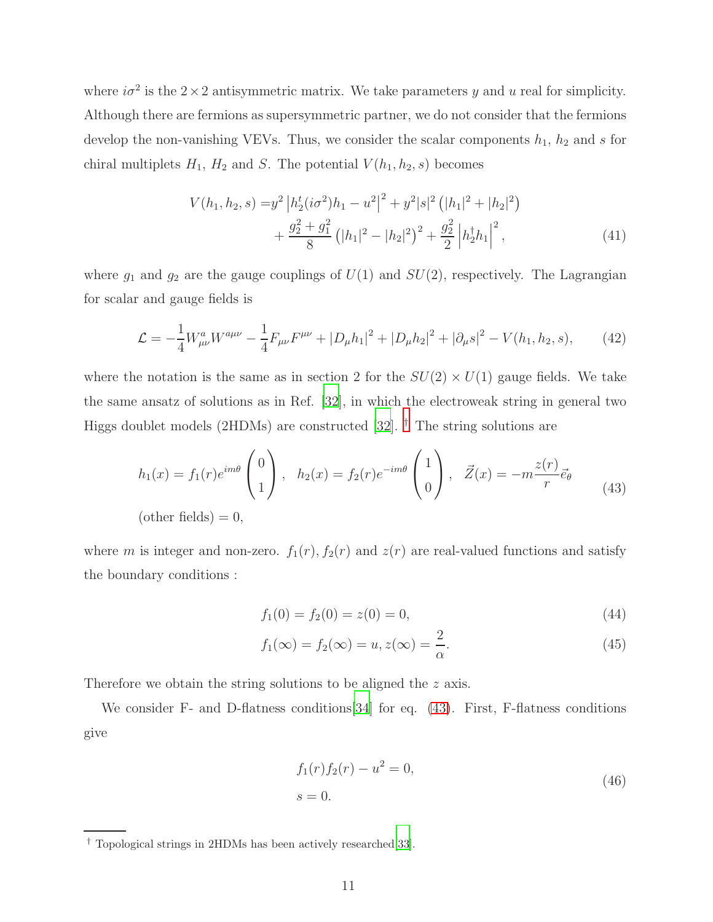where $i\sigma^2$ is the $2 \times 2$ antisymmetric matrix. We take parameters $y$ and $u$ real for simplicity. Although there are fermions as supersymmetric partner, we do not consider that the fermions develop the non-vanishing VEVs. Thus, we consider the scalar components $h_1$, $h_2$ and $s$ for chiral multiplets $H_1$, $H_2$ and $S$. The potential $V(h_1, h_2, s)$ becomes

$$
\begin{aligned}
V(h_1, h_2, s) =& y^2 \left| h_2^t (i\sigma^2) h_1 - u^2 \right|^2 + y^2 |s|^2 \left( |h_1|^2 + |h_2|^2 \right) \\
&+ \frac{g_2^2 + g_1^2}{8} \left( |h_1|^2 - |h_2|^2 \right)^2 + \frac{g_2^2}{2} \left| h_2^\dagger h_1 \right|^2,
\end{aligned} \tag{41}
$$

where $g_1$ and $g_2$ are the gauge couplings of $U(1)$ and $SU(2)$, respectively. The Lagrangian for scalar and gauge fields is

$$
\mathcal{L} = -\frac{1}{4} W^a_{\mu\nu} W^{a\mu\nu} - \frac{1}{4} F_{\mu\nu} F^{\mu\nu} + |D_\mu h_1|^2 + |D_\mu h_2|^2 + |\partial_\mu s|^2 - V(h_1, h_2, s), \tag{42}
$$

where the notation is the same as in section 2 for the $SU(2) \times U(1)$ gauge fields. We take the same ansatz of solutions as in Ref. [32], in which the electroweak string in general two Higgs doublet models (2HDMs) are constructed [32]. † The string solutions are

$$
\begin{aligned}
&h_1(x) = f_1(r) e^{im\theta} \begin{pmatrix} 0 \\ 1 \end{pmatrix}, \quad h_2(x) = f_2(r) e^{-im\theta} \begin{pmatrix} 1 \\ 0 \end{pmatrix}, \quad \vec{Z}(x) = -m \frac{z(r)}{r} \vec{e}_\theta \\
&(\text{other fields}) = 0,
\end{aligned} \tag{43}
$$

where $m$ is integer and non-zero. $f_1(r), f_2(r)$ and $z(r)$ are real-valued functions and satisfy the boundary conditions :

$$
f_1(0) = f_2(0) = z(0) = 0, \tag{44}
$$

$$
f_1(\infty) = f_2(\infty) = u, z(\infty) = \frac{2}{\alpha}. \tag{45}
$$

Therefore we obtain the string solutions to be aligned the $z$ axis.

We consider F- and D-flatness conditions[34] for eq. (43). First, F-flatness conditions give

$$
\begin{aligned}
&f_1(r) f_2(r) - u^2 = 0, \\
&s = 0.
\end{aligned} \tag{46}
$$

† Topological strings in 2HDMs has been actively researched[33].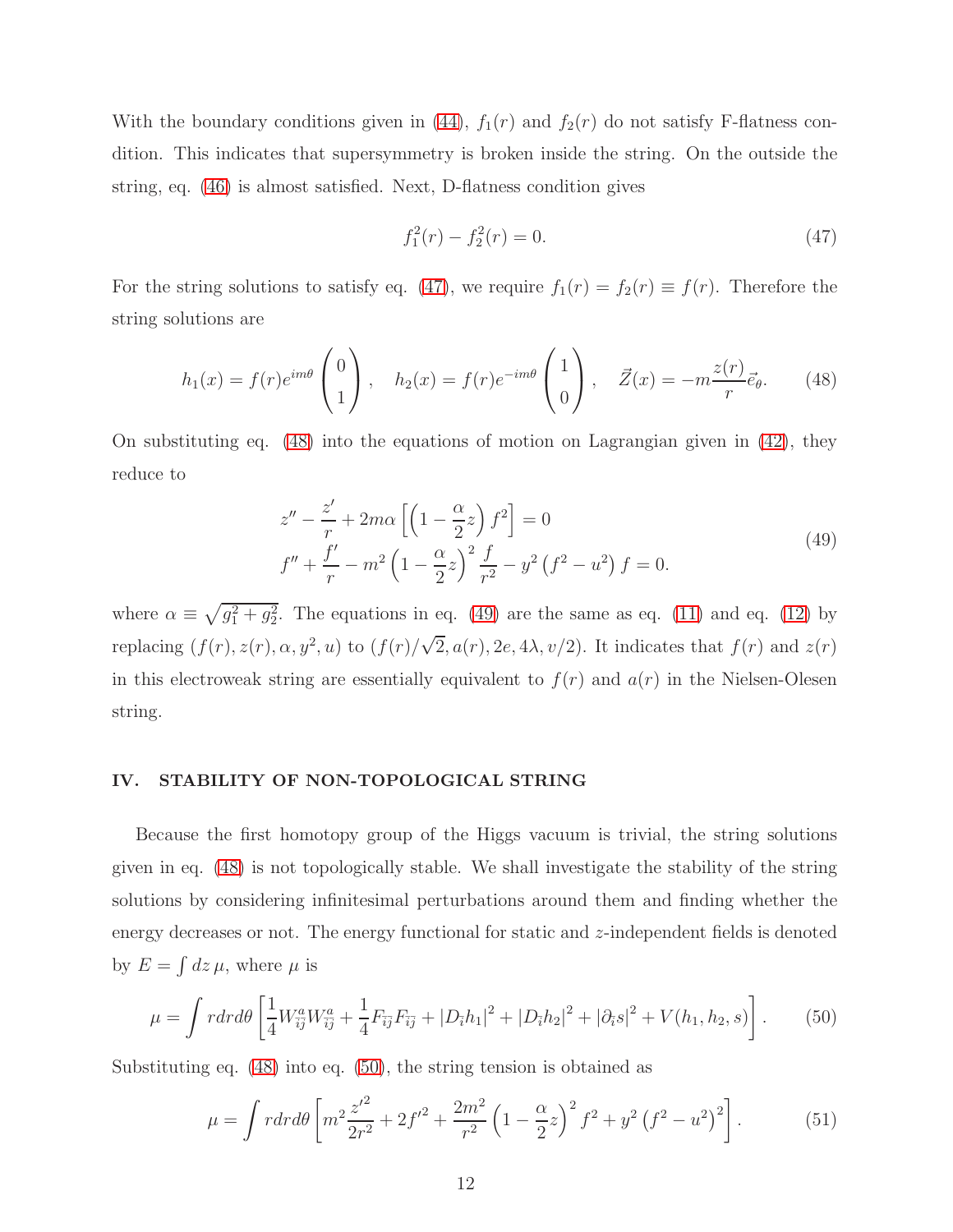With the boundary conditions given in (44), $f_1(r)$ and $f_2(r)$ do not satisfy F-flatness condition. This indicates that supersymmetry is broken inside the string. On the outside the string, eq. (46) is almost satisfied. Next, D-flatness condition gives

$$f_1^2(r) - f_2^2(r) = 0. \tag{47}$$

For the string solutions to satisfy eq. (47), we require $f_1(r) = f_2(r) \equiv f(r)$. Therefore the string solutions are

$$h_1(x) = f(r)e^{im\theta}\begin{pmatrix} 0 \\ 1 \end{pmatrix}, \quad h_2(x) = f(r)e^{-im\theta}\begin{pmatrix} 1 \\ 0 \end{pmatrix}, \quad \vec{Z}(x) = -m\frac{z(r)}{r}\vec{e}_\theta. \tag{48}$$

On substituting eq. (48) into the equations of motion on Lagrangian given in (42), they reduce to

$$\begin{aligned} &z'' - \frac{z'}{r} + 2m\alpha\left[\left(1 - \frac{\alpha}{2}z\right)f^2\right] = 0 \\ &f'' + \frac{f'}{r} - m^2\left(1 - \frac{\alpha}{2}z\right)^2\frac{f}{r^2} - y^2\left(f^2 - u^2\right)f = 0. \end{aligned} \tag{49}$$

where $\alpha \equiv \sqrt{g_1^2 + g_2^2}$. The equations in eq. (49) are the same as eq. (11) and eq. (12) by replacing $(f(r), z(r), \alpha, y^2, u)$ to $(f(r)/\sqrt{2}, a(r), 2e, 4\lambda, v/2)$. It indicates that $f(r)$ and $z(r)$ in this electroweak string are essentially equivalent to $f(r)$ and $a(r)$ in the Nielsen-Olesen string.

## IV. STABILITY OF NON-TOPOLOGICAL STRING

Because the first homotopy group of the Higgs vacuum is trivial, the string solutions given in eq. (48) is not topologically stable. We shall investigate the stability of the string solutions by considering infinitesimal perturbations around them and finding whether the energy decreases or not. The energy functional for static and $z$-independent fields is denoted by $E = \int dz\, \mu$, where $\mu$ is

$$\mu = \int rdrd\theta\left[\frac{1}{4}W^a_{\bar{i}\bar{j}}W^a_{\bar{i}\bar{j}} + \frac{1}{4}F_{\bar{i}\bar{j}}F_{\bar{i}\bar{j}} + \left|D_{\bar{i}}h_1\right|^2 + \left|D_{\bar{i}}h_2\right|^2 + \left|\partial_{\bar{i}}s\right|^2 + V(h_1, h_2, s)\right]. \tag{50}$$

Substituting eq. (48) into eq. (50), the string tension is obtained as

$$\mu = \int rdrd\theta\left[m^2\frac{z'^2}{2r^2} + 2f'^2 + \frac{2m^2}{r^2}\left(1 - \frac{\alpha}{2}z\right)^2 f^2 + y^2\left(f^2 - u^2\right)^2\right]. \tag{51}$$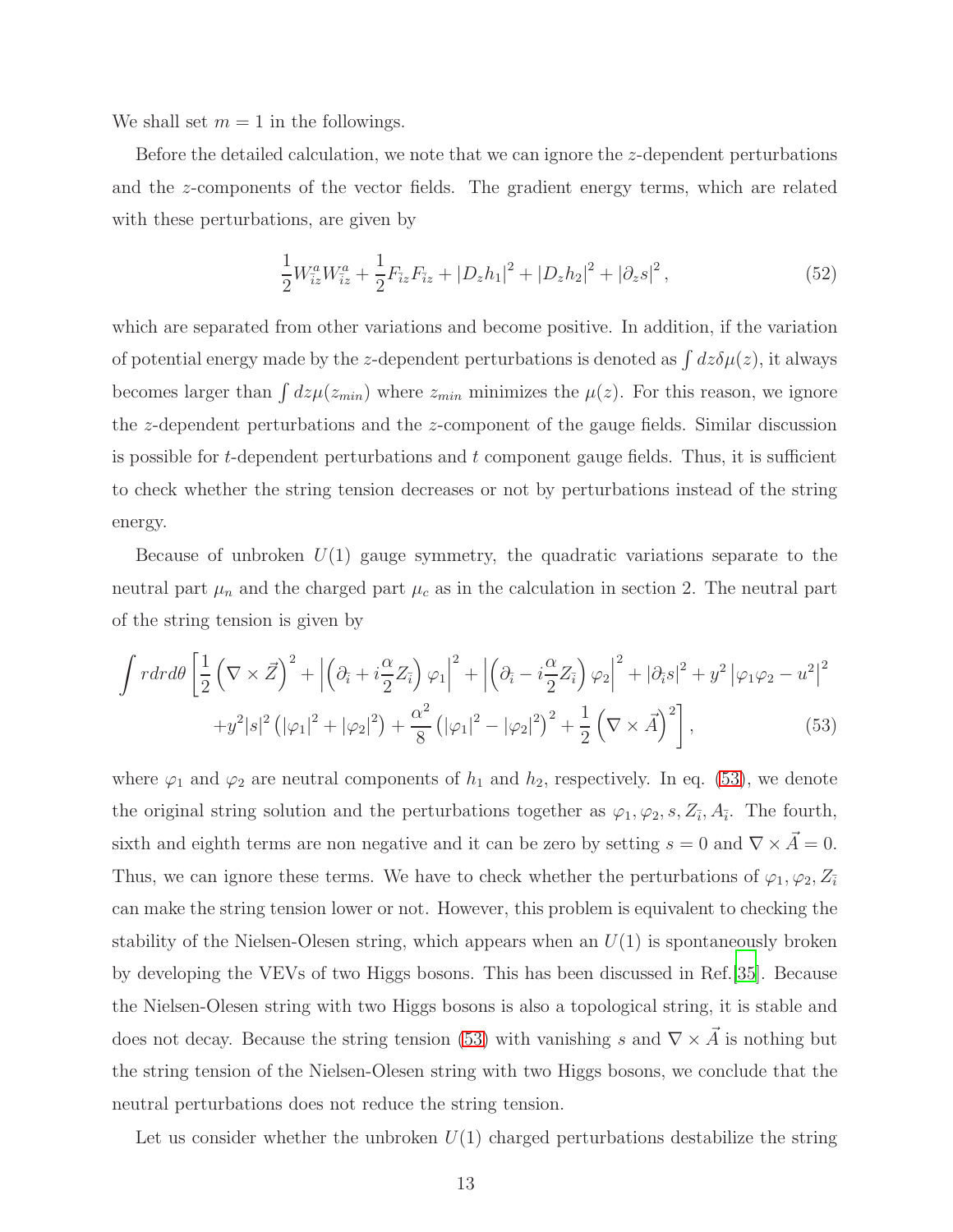We shall set $m = 1$ in the followings.

Before the detailed calculation, we note that we can ignore the $z$-dependent perturbations and the $z$-components of the vector fields. The gradient energy terms, which are related with these perturbations, are given by

$$\frac{1}{2}W^a_{\bar{i}z}W^a_{\bar{i}z} + \frac{1}{2}F_{\bar{i}z}F_{\bar{i}z} + |D_z h_1|^2 + |D_z h_2|^2 + |\partial_z s|^2 , \tag{52}$$

which are separated from other variations and become positive. In addition, if the variation of potential energy made by the $z$-dependent perturbations is denoted as $\int dz \delta\mu(z)$, it always becomes larger than $\int dz \mu(z_{min})$ where $z_{min}$ minimizes the $\mu(z)$. For this reason, we ignore the $z$-dependent perturbations and the $z$-component of the gauge fields. Similar discussion is possible for $t$-dependent perturbations and $t$ component gauge fields. Thus, it is sufficient to check whether the string tension decreases or not by perturbations instead of the string energy.

Because of unbroken $U(1)$ gauge symmetry, the quadratic variations separate to the neutral part $\mu_n$ and the charged part $\mu_c$ as in the calculation in section 2. The neutral part of the string tension is given by

$$\begin{aligned}\int r dr d\theta \Bigg[ &\frac{1}{2}\left(\nabla \times \vec{Z}\right)^2 + \left|\left(\partial_{\bar{i}} + i\frac{\alpha}{2}Z_{\bar{i}}\right)\varphi_1\right|^2 + \left|\left(\partial_{\bar{i}} - i\frac{\alpha}{2}Z_{\bar{i}}\right)\varphi_2\right|^2 + |\partial_{\bar{i}} s|^2 + y^2\left|\varphi_1\varphi_2 - u^2\right|^2 \\ &+ y^2|s|^2\left(|\varphi_1|^2 + |\varphi_2|^2\right) + \frac{\alpha^2}{8}\left(|\varphi_1|^2 - |\varphi_2|^2\right)^2 + \frac{1}{2}\left(\nabla \times \vec{A}\right)^2\Bigg] ,\end{aligned} \tag{53}$$

where $\varphi_1$ and $\varphi_2$ are neutral components of $h_1$ and $h_2$, respectively. In eq. (53), we denote the original string solution and the perturbations together as $\varphi_1, \varphi_2, s, Z_{\bar{i}}, A_{\bar{i}}$. The fourth, sixth and eighth terms are non negative and it can be zero by setting $s = 0$ and $\nabla \times \vec{A} = 0$. Thus, we can ignore these terms. We have to check whether the perturbations of $\varphi_1, \varphi_2, Z_{\bar{i}}$ can make the string tension lower or not. However, this problem is equivalent to checking the stability of the Nielsen-Olesen string, which appears when an $U(1)$ is spontaneously broken by developing the VEVs of two Higgs bosons. This has been discussed in Ref.[35]. Because the Nielsen-Olesen string with two Higgs bosons is also a topological string, it is stable and does not decay. Because the string tension (53) with vanishing $s$ and $\nabla \times \vec{A}$ is nothing but the string tension of the Nielsen-Olesen string with two Higgs bosons, we conclude that the neutral perturbations does not reduce the string tension.

Let us consider whether the unbroken $U(1)$ charged perturbations destabilize the string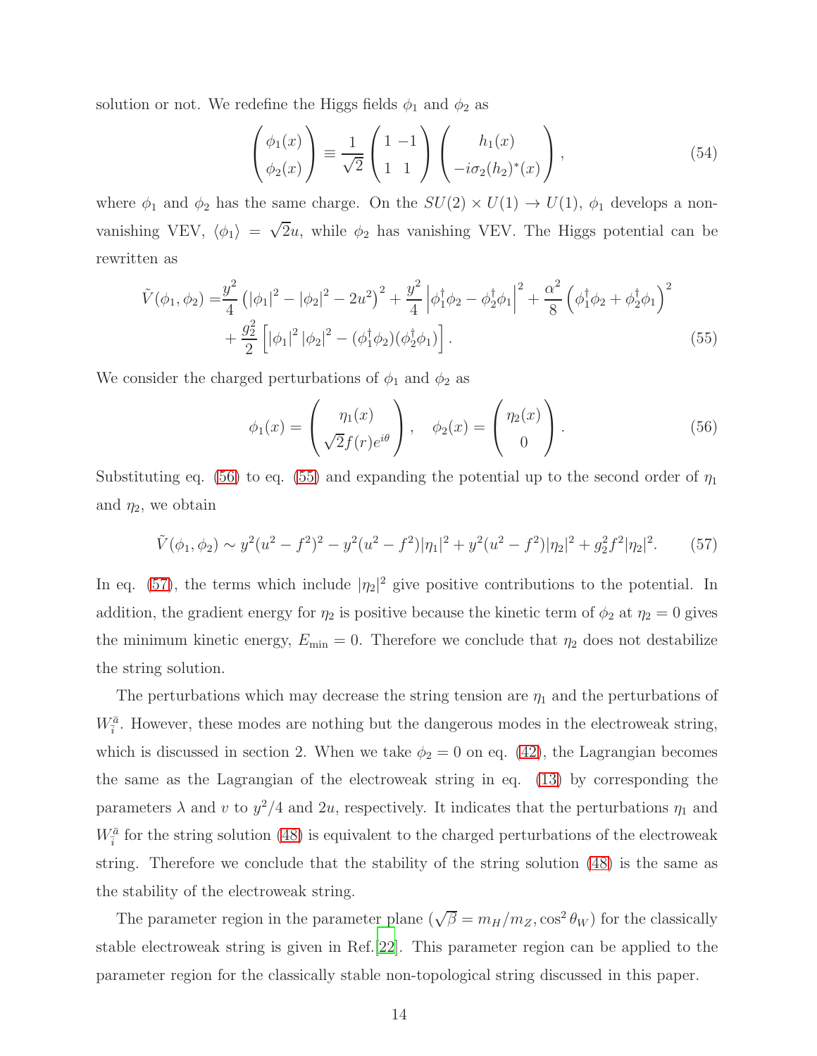solution or not. We redefine the Higgs fields $\phi_1$ and $\phi_2$ as

$$\begin{pmatrix} \phi_1(x) \\ \phi_2(x) \end{pmatrix} \equiv \frac{1}{\sqrt{2}} \begin{pmatrix} 1 & -1 \\ 1 & 1 \end{pmatrix} \begin{pmatrix} h_1(x) \\ -i\sigma_2(h_2)^*(x) \end{pmatrix}, \tag{54}$$

where $\phi_1$ and $\phi_2$ has the same charge. On the $SU(2) \times U(1) \to U(1)$, $\phi_1$ develops a non-vanishing VEV, $\langle \phi_1 \rangle = \sqrt{2}u$, while $\phi_2$ has vanishing VEV. The Higgs potential can be rewritten as

$$\begin{aligned} \tilde{V}(\phi_1, \phi_2) =& \frac{y^2}{4}\left(|\phi_1|^2 - |\phi_2|^2 - 2u^2\right)^2 + \frac{y^2}{4}\left|\phi_1^\dagger \phi_2 - \phi_2^\dagger \phi_1\right|^2 + \frac{\alpha^2}{8}\left(\phi_1^\dagger \phi_2 + \phi_2^\dagger \phi_1\right)^2 \\ &+ \frac{g_2^2}{2}\left[|\phi_1|^2 |\phi_2|^2 - (\phi_1^\dagger \phi_2)(\phi_2^\dagger \phi_1)\right]. \end{aligned} \tag{55}$$

We consider the charged perturbations of $\phi_1$ and $\phi_2$ as

$$\phi_1(x) = \begin{pmatrix} \eta_1(x) \\ \sqrt{2}f(r)e^{i\theta} \end{pmatrix}, \quad \phi_2(x) = \begin{pmatrix} \eta_2(x) \\ 0 \end{pmatrix}. \tag{56}$$

Substituting eq. (56) to eq. (55) and expanding the potential up to the second order of $\eta_1$ and $\eta_2$, we obtain

$$\tilde{V}(\phi_1, \phi_2) \sim y^2(u^2 - f^2)^2 - y^2(u^2 - f^2)|\eta_1|^2 + y^2(u^2 - f^2)|\eta_2|^2 + g_2^2 f^2 |\eta_2|^2. \tag{57}$$

In eq. (57), the terms which include $|\eta_2|^2$ give positive contributions to the potential. In addition, the gradient energy for $\eta_2$ is positive because the kinetic term of $\phi_2$ at $\eta_2 = 0$ gives the minimum kinetic energy, $E_{\rm min} = 0$. Therefore we conclude that $\eta_2$ does not destabilize the string solution.

The perturbations which may decrease the string tension are $\eta_1$ and the perturbations of $W_{\bar{i}}^{\bar{a}}$. However, these modes are nothing but the dangerous modes in the electroweak string, which is discussed in section 2. When we take $\phi_2 = 0$ on eq. (42), the Lagrangian becomes the same as the Lagrangian of the electroweak string in eq. (13) by corresponding the parameters $\lambda$ and $v$ to $y^2/4$ and $2u$, respectively. It indicates that the perturbations $\eta_1$ and $W_{\bar{i}}^{\bar{a}}$ for the string solution (48) is equivalent to the charged perturbations of the electroweak string. Therefore we conclude that the stability of the string solution (48) is the same as the stability of the electroweak string.

The parameter region in the parameter plane ($\sqrt{\beta} = m_H/m_Z, \cos^2\theta_W$) for the classically stable electroweak string is given in Ref.[22]. This parameter region can be applied to the parameter region for the classically stable non-topological string discussed in this paper.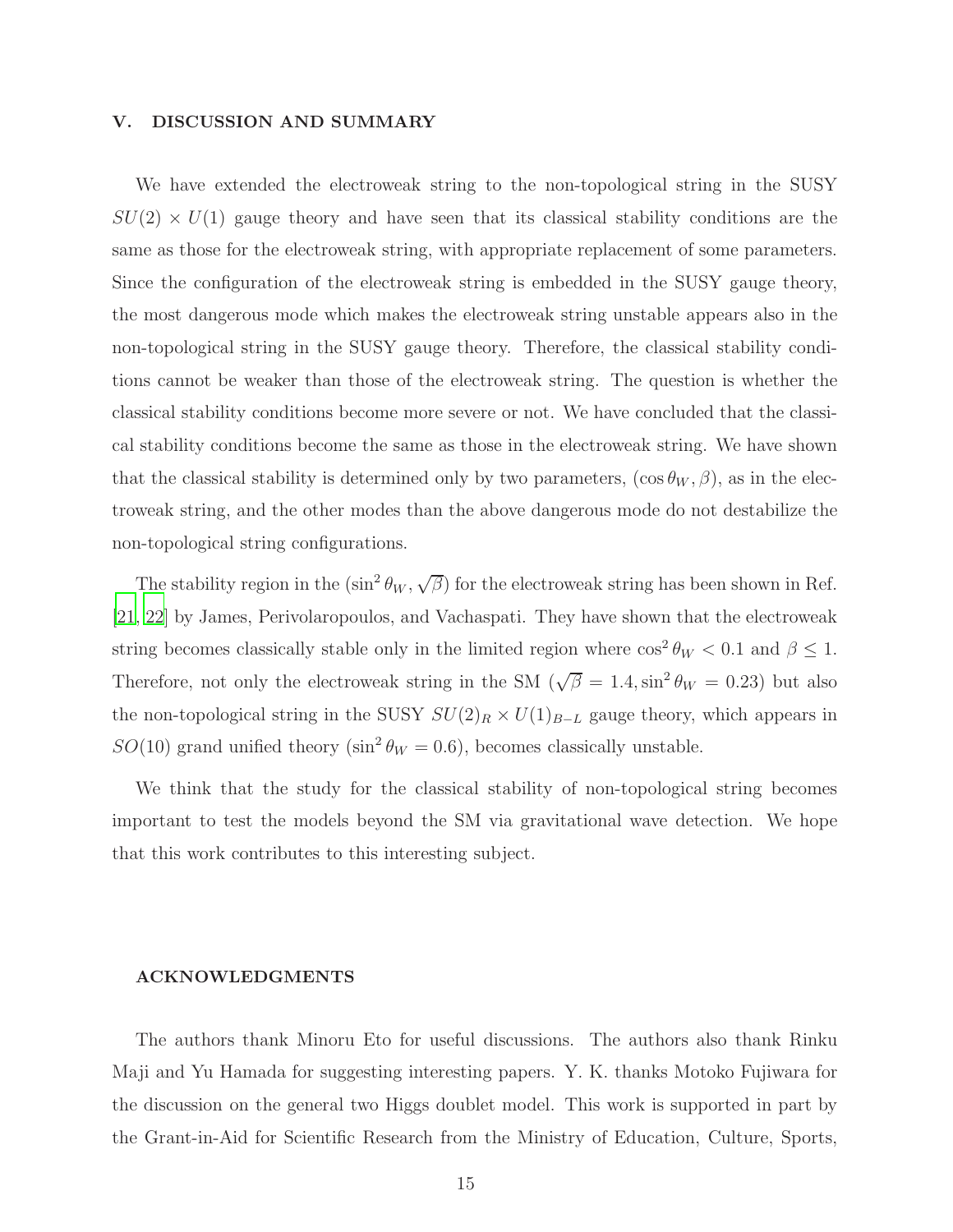## V. DISCUSSION AND SUMMARY

We have extended the electroweak string to the non-topological string in the SUSY $SU(2) \times U(1)$ gauge theory and have seen that its classical stability conditions are the same as those for the electroweak string, with appropriate replacement of some parameters. Since the configuration of the electroweak string is embedded in the SUSY gauge theory, the most dangerous mode which makes the electroweak string unstable appears also in the non-topological string in the SUSY gauge theory. Therefore, the classical stability conditions cannot be weaker than those of the electroweak string. The question is whether the classical stability conditions become more severe or not. We have concluded that the classical stability conditions become the same as those in the electroweak string. We have shown that the classical stability is determined only by two parameters, $(\cos\theta_W, \beta)$, as in the electroweak string, and the other modes than the above dangerous mode do not destabilize the non-topological string configurations.

The stability region in the $(\sin^2\theta_W, \sqrt{\beta})$ for the electroweak string has been shown in Ref. [21, 22] by James, Perivolaropoulos, and Vachaspati. They have shown that the electroweak string becomes classically stable only in the limited region where $\cos^2\theta_W < 0.1$ and $\beta \leq 1$. Therefore, not only the electroweak string in the SM ($\sqrt{\beta} = 1.4, \sin^2\theta_W = 0.23$) but also the non-topological string in the SUSY $SU(2)_R \times U(1)_{B-L}$ gauge theory, which appears in $SO(10)$ grand unified theory ($\sin^2\theta_W = 0.6$), becomes classically unstable.

We think that the study for the classical stability of non-topological string becomes important to test the models beyond the SM via gravitational wave detection. We hope that this work contributes to this interesting subject.

## ACKNOWLEDGMENTS

The authors thank Minoru Eto for useful discussions. The authors also thank Rinku Maji and Yu Hamada for suggesting interesting papers. Y. K. thanks Motoko Fujiwara for the discussion on the general two Higgs doublet model. This work is supported in part by the Grant-in-Aid for Scientific Research from the Ministry of Education, Culture, Sports,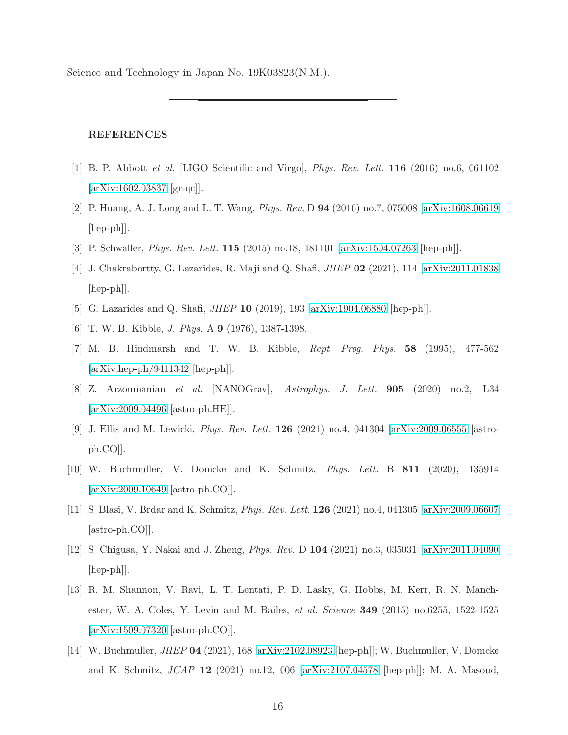Science and Technology in Japan No. 19K03823(N.M.).

---

**REFERENCES**

[1] B. P. Abbott *et al.* [LIGO Scientific and Virgo], *Phys. Rev. Lett.* **116** (2016) no.6, 061102 [arXiv:1602.03837 [gr-qc]].

[2] P. Huang, A. J. Long and L. T. Wang, *Phys. Rev.* D **94** (2016) no.7, 075008 [arXiv:1608.06619 [hep-ph]].

[3] P. Schwaller, *Phys. Rev. Lett.* **115** (2015) no.18, 181101 [arXiv:1504.07263 [hep-ph]].

[4] J. Chakrabortty, G. Lazarides, R. Maji and Q. Shafi, *JHEP* **02** (2021), 114 [arXiv:2011.01838 [hep-ph]].

[5] G. Lazarides and Q. Shafi, *JHEP* **10** (2019), 193 [arXiv:1904.06880 [hep-ph]].

[6] T. W. B. Kibble, *J. Phys.* A **9** (1976), 1387-1398.

[7] M. B. Hindmarsh and T. W. B. Kibble, *Rept. Prog. Phys.* **58** (1995), 477-562 [arXiv:hep-ph/9411342 [hep-ph]].

[8] Z. Arzoumanian *et al.* [NANOGrav], *Astrophys. J. Lett.* **905** (2020) no.2, L34 [arXiv:2009.04496 [astro-ph.HE]].

[9] J. Ellis and M. Lewicki, *Phys. Rev. Lett.* **126** (2021) no.4, 041304 [arXiv:2009.06555 [astro-ph.CO]].

[10] W. Buchmuller, V. Domcke and K. Schmitz, *Phys. Lett.* B **811** (2020), 135914 [arXiv:2009.10649 [astro-ph.CO]].

[11] S. Blasi, V. Brdar and K. Schmitz, *Phys. Rev. Lett.* **126** (2021) no.4, 041305 [arXiv:2009.06607 [astro-ph.CO]].

[12] S. Chigusa, Y. Nakai and J. Zheng, *Phys. Rev.* D **104** (2021) no.3, 035031 [arXiv:2011.04090 [hep-ph]].

[13] R. M. Shannon, V. Ravi, L. T. Lentati, P. D. Lasky, G. Hobbs, M. Kerr, R. N. Manchester, W. A. Coles, Y. Levin and M. Bailes, *et al. Science* **349** (2015) no.6255, 1522-1525 [arXiv:1509.07320 [astro-ph.CO]].

[14] W. Buchmuller, *JHEP* **04** (2021), 168 [arXiv:2102.08923 [hep-ph]]; W. Buchmuller, V. Domcke and K. Schmitz, *JCAP* **12** (2021) no.12, 006 [arXiv:2107.04578 [hep-ph]]; M. A. Masoud,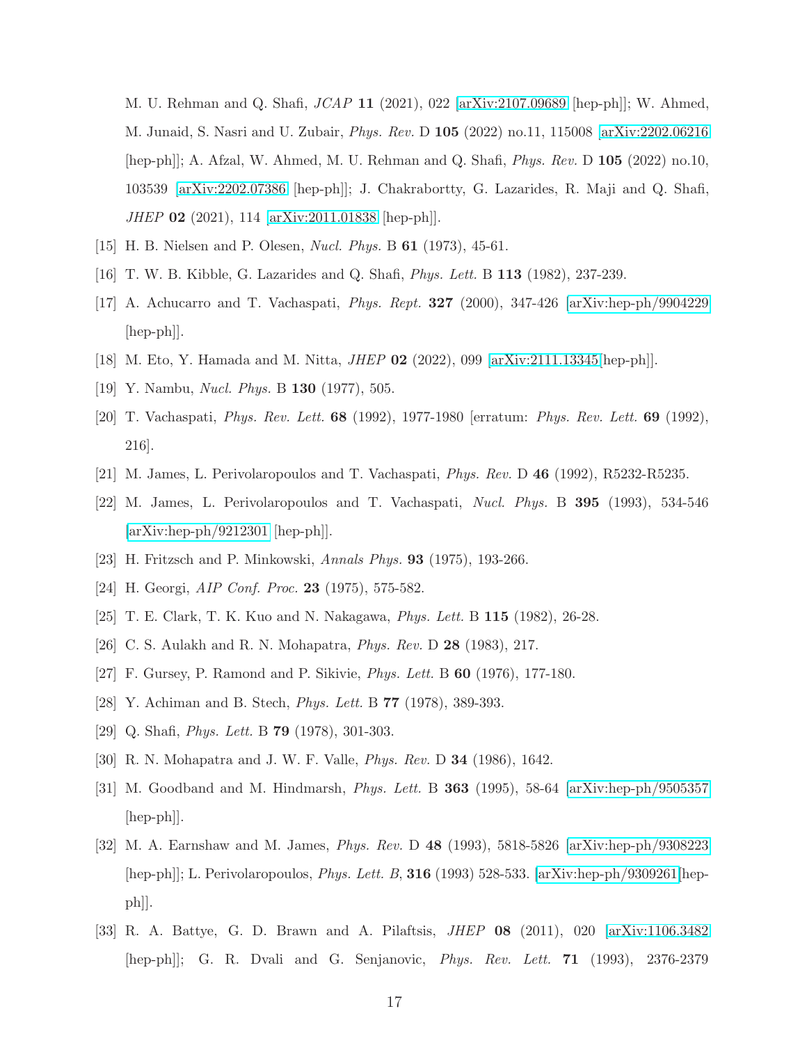M. U. Rehman and Q. Shafi, *JCAP* **11** (2021), 022 [arXiv:2107.09689 [hep-ph]]; W. Ahmed, M. Junaid, S. Nasri and U. Zubair, *Phys. Rev.* D **105** (2022) no.11, 115008 [arXiv:2202.06216 [hep-ph]]; A. Afzal, W. Ahmed, M. U. Rehman and Q. Shafi, *Phys. Rev.* D **105** (2022) no.10, 103539 [arXiv:2202.07386 [hep-ph]]; J. Chakrabortty, G. Lazarides, R. Maji and Q. Shafi, *JHEP* **02** (2021), 114 [arXiv:2011.01838 [hep-ph]].

[15] H. B. Nielsen and P. Olesen, *Nucl. Phys.* B **61** (1973), 45-61.

[16] T. W. B. Kibble, G. Lazarides and Q. Shafi, *Phys. Lett.* B **113** (1982), 237-239.

[17] A. Achucarro and T. Vachaspati, *Phys. Rept.* **327** (2000), 347-426 [arXiv:hep-ph/9904229 [hep-ph]].

[18] M. Eto, Y. Hamada and M. Nitta, *JHEP* **02** (2022), 099 [arXiv:2111.13345[hep-ph]].

[19] Y. Nambu, *Nucl. Phys.* B **130** (1977), 505.

[20] T. Vachaspati, *Phys. Rev. Lett.* **68** (1992), 1977-1980 [erratum: *Phys. Rev. Lett.* **69** (1992), 216].

[21] M. James, L. Perivolaropoulos and T. Vachaspati, *Phys. Rev.* D **46** (1992), R5232-R5235.

[22] M. James, L. Perivolaropoulos and T. Vachaspati, *Nucl. Phys.* B **395** (1993), 534-546 [arXiv:hep-ph/9212301 [hep-ph]].

[23] H. Fritzsch and P. Minkowski, *Annals Phys.* **93** (1975), 193-266.

[24] H. Georgi, *AIP Conf. Proc.* **23** (1975), 575-582.

[25] T. E. Clark, T. K. Kuo and N. Nakagawa, *Phys. Lett.* B **115** (1982), 26-28.

[26] C. S. Aulakh and R. N. Mohapatra, *Phys. Rev.* D **28** (1983), 217.

[27] F. Gursey, P. Ramond and P. Sikivie, *Phys. Lett.* B **60** (1976), 177-180.

[28] Y. Achiman and B. Stech, *Phys. Lett.* B **77** (1978), 389-393.

[29] Q. Shafi, *Phys. Lett.* B **79** (1978), 301-303.

[30] R. N. Mohapatra and J. W. F. Valle, *Phys. Rev.* D **34** (1986), 1642.

[31] M. Goodband and M. Hindmarsh, *Phys. Lett.* B **363** (1995), 58-64 [arXiv:hep-ph/9505357 [hep-ph]].

[32] M. A. Earnshaw and M. James, *Phys. Rev.* D **48** (1993), 5818-5826 [arXiv:hep-ph/9308223 [hep-ph]]; L. Perivolaropoulos, *Phys. Lett. B*, **316** (1993) 528-533. [arXiv:hep-ph/9309261[hep-ph]].

[33] R. A. Battye, G. D. Brawn and A. Pilaftsis, *JHEP* **08** (2011), 020 [arXiv:1106.3482 [hep-ph]]; G. R. Dvali and G. Senjanovic, *Phys. Rev. Lett.* **71** (1993), 2376-2379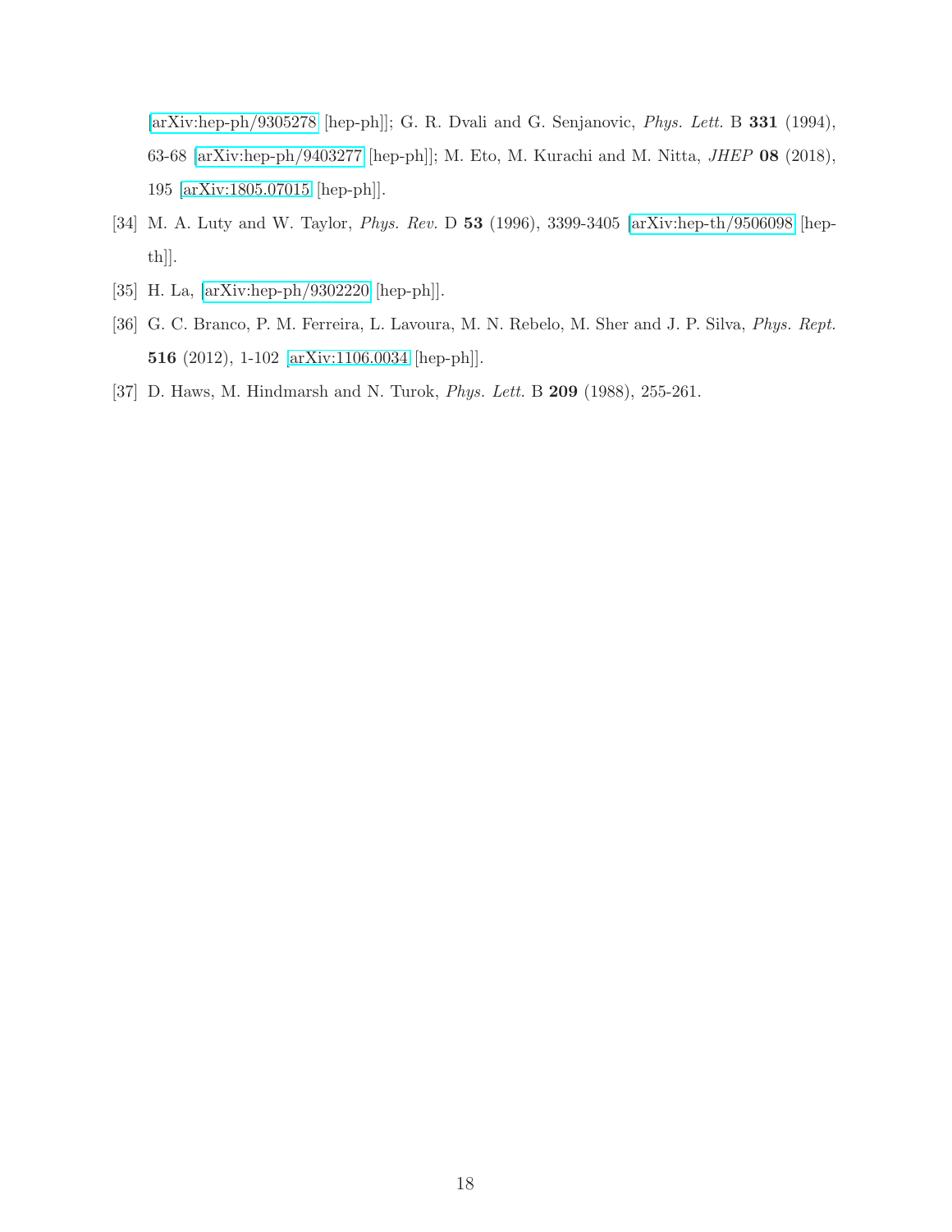[arXiv:hep-ph/9305278 [hep-ph]]; G. R. Dvali and G. Senjanovic, *Phys. Lett.* B **331** (1994), 63-68 [arXiv:hep-ph/9403277 [hep-ph]]; M. Eto, M. Kurachi and M. Nitta, *JHEP* **08** (2018), 195 [arXiv:1805.07015 [hep-ph]].

[34] M. A. Luty and W. Taylor, *Phys. Rev.* D **53** (1996), 3399-3405 [arXiv:hep-th/9506098 [hep-th]].

[35] H. La, [arXiv:hep-ph/9302220 [hep-ph]].

[36] G. C. Branco, P. M. Ferreira, L. Lavoura, M. N. Rebelo, M. Sher and J. P. Silva, *Phys. Rept.* **516** (2012), 1-102 [arXiv:1106.0034 [hep-ph]].

[37] D. Haws, M. Hindmarsh and N. Turok, *Phys. Lett.* B **209** (1988), 255-261.